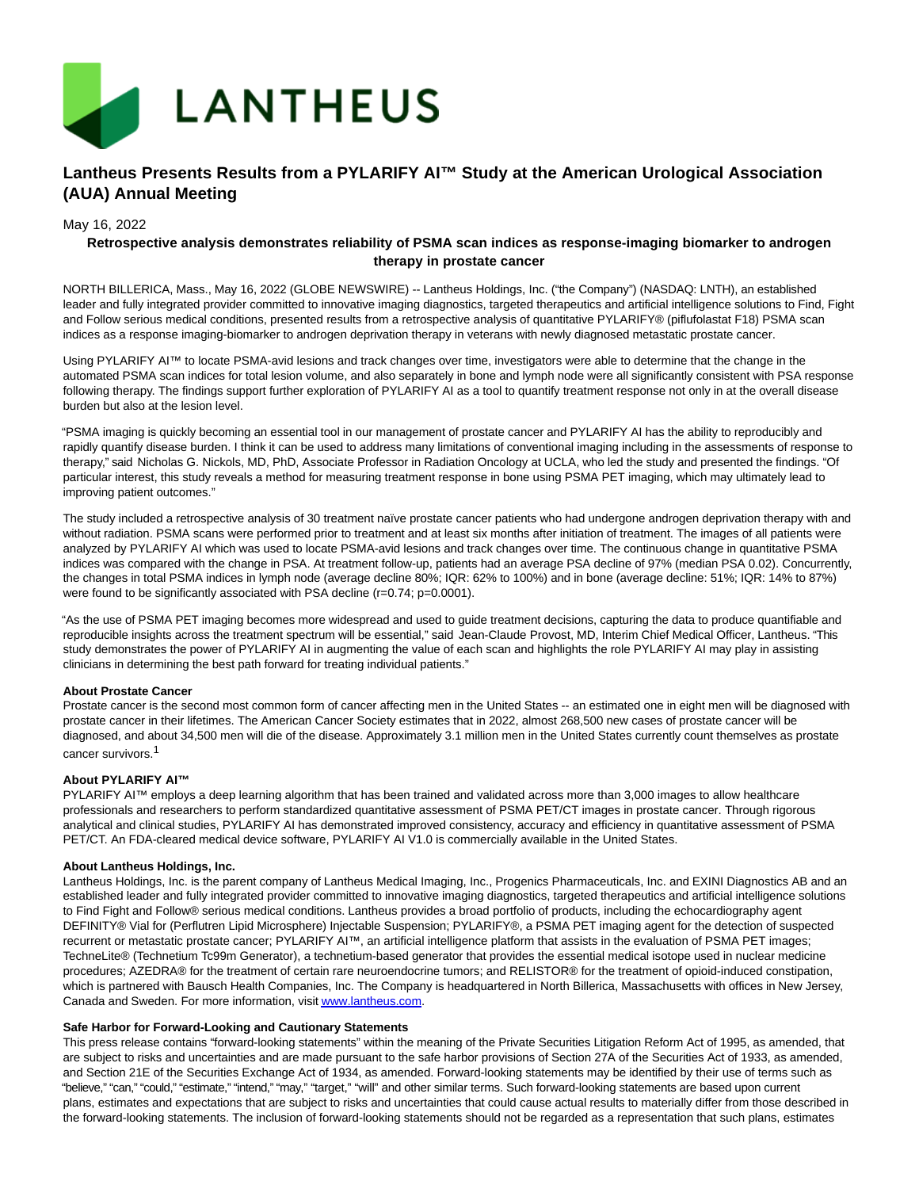# Lantheus Presents Results from a PYLARIFY AI™ Study at the American Urological Association (AUA) Annual Meeting

May 16, 2022

**Retrospective analysis demonstrates reliability of PSMA scan indices as response-imaging biomarker to androgen therapy in prostate cancer**

NORTH BILLERICA, Mass., May 16, 2022 (GLOBE NEWSWIRE) -- Lantheus Holdings, Inc. ("the Company") (NASDAQ: LNTH), an established leader and fully integrated provider committed to innovative imaging diagnostics, targeted therapeutics and artificial intelligence solutions to Find, Fight and Follow serious medical conditions, presented results from a retrospective analysis of quantitative PYLARIFY® (piflufolastat F18) PSMA scan indices as a response imaging-biomarker to androgen deprivation therapy in veterans with newly diagnosed metastatic prostate cancer.

Using PYLARIFY AI™ to locate PSMA-avid lesions and track changes over time, investigators were able to determine that the change in the automated PSMA scan indices for total lesion volume, and also separately in bone and lymph node were all significantly consistent with PSA response following therapy. The findings support further exploration of PYLARIFY AI as a tool to quantify treatment response not only in at the overall disease burden but also at the lesion level.

"PSMA imaging is quickly becoming an essential tool in our management of prostate cancer and PYLARIFY AI has the ability to reproducibly and rapidly quantify disease burden. I think it can be used to address many limitations of conventional imaging including in the assessments of response to therapy," said Nicholas G. Nickols, MD, PhD, Associate Professor in Radiation Oncology at UCLA, who led the study and presented the findings. "Of particular interest, this study reveals a method for measuring treatment response in bone using PSMA PET imaging, which may ultimately lead to improving patient outcomes."

The study included a retrospective analysis of 30 treatment naïve prostate cancer patients who had undergone androgen deprivation therapy with and without radiation. PSMA scans were performed prior to treatment and at least six months after initiation of treatment. The images of all patients were analyzed by PYLARIFY AI which was used to locate PSMA-avid lesions and track changes over time. The continuous change in quantitative PSMA indices was compared with the change in PSA. At treatment follow-up, patients had an average PSA decline of 97% (median PSA 0.02). Concurrently, the changes in total PSMA indices in lymph node (average decline 80%; IQR: 62% to 100%) and in bone (average decline: 51%; IQR: 14% to 87%) were found to be significantly associated with PSA decline ($r=0.74$; $p=0.0001$).

"As the use of PSMA PET imaging becomes more widespread and used to guide treatment decisions, capturing the data to produce quantifiable and reproducible insights across the treatment spectrum will be essential," said Jean-Claude Provost, MD, Interim Chief Medical Officer, Lantheus. "This study demonstrates the power of PYLARIFY AI in augmenting the value of each scan and highlights the role PYLARIFY AI may play in assisting clinicians in determining the best path forward for treating individual patients."

**About Prostate Cancer**
Prostate cancer is the second most common form of cancer affecting men in the United States -- an estimated one in eight men will be diagnosed with prostate cancer in their lifetimes. The American Cancer Society estimates that in 2022, almost 268,500 new cases of prostate cancer will be diagnosed, and about 34,500 men will die of the disease. Approximately 3.1 million men in the United States currently count themselves as prostate cancer survivors.[1]

**About PYLARIFY AI™**
PYLARIFY AI™ employs a deep learning algorithm that has been trained and validated across more than 3,000 images to allow healthcare professionals and researchers to perform standardized quantitative assessment of PSMA PET/CT images in prostate cancer. Through rigorous analytical and clinical studies, PYLARIFY AI has demonstrated improved consistency, accuracy and efficiency in quantitative assessment of PSMA PET/CT. An FDA-cleared medical device software, PYLARIFY AI V1.0 is commercially available in the United States.

**About Lantheus Holdings, Inc.**
Lantheus Holdings, Inc. is the parent company of Lantheus Medical Imaging, Inc., Progenics Pharmaceuticals, Inc. and EXINI Diagnostics AB and an established leader and fully integrated provider committed to innovative imaging diagnostics, targeted therapeutics and artificial intelligence solutions to Find Fight and Follow® serious medical conditions. Lantheus provides a broad portfolio of products, including the echocardiography agent DEFINITY® Vial for (Perflutren Lipid Microsphere) Injectable Suspension; PYLARIFY®, a PSMA PET imaging agent for the detection of suspected recurrent or metastatic prostate cancer; PYLARIFY AI™, an artificial intelligence platform that assists in the evaluation of PSMA PET images; TechneLite® (Technetium Tc99m Generator), a technetium-based generator that provides the essential medical isotope used in nuclear medicine procedures; AZEDRA® for the treatment of certain rare neuroendocrine tumors; and RELISTOR® for the treatment of opioid-induced constipation, which is partnered with Bausch Health Companies, Inc. The Company is headquartered in North Billerica, Massachusetts with offices in New Jersey, Canada and Sweden. For more information, visit www.lantheus.com.

**Safe Harbor for Forward-Looking and Cautionary Statements**
This press release contains "forward-looking statements" within the meaning of the Private Securities Litigation Reform Act of 1995, as amended, that are subject to risks and uncertainties and are made pursuant to the safe harbor provisions of Section 27A of the Securities Act of 1933, as amended, and Section 21E of the Securities Exchange Act of 1934, as amended. Forward-looking statements may be identified by their use of terms such as "believe," "can," "could," "estimate," "intend," "may," "target," "will" and other similar terms. Such forward-looking statements are based upon current plans, estimates and expectations that are subject to risks and uncertainties that could cause actual results to materially differ from those described in the forward-looking statements. The inclusion of forward-looking statements should not be regarded as a representation that such plans, estimates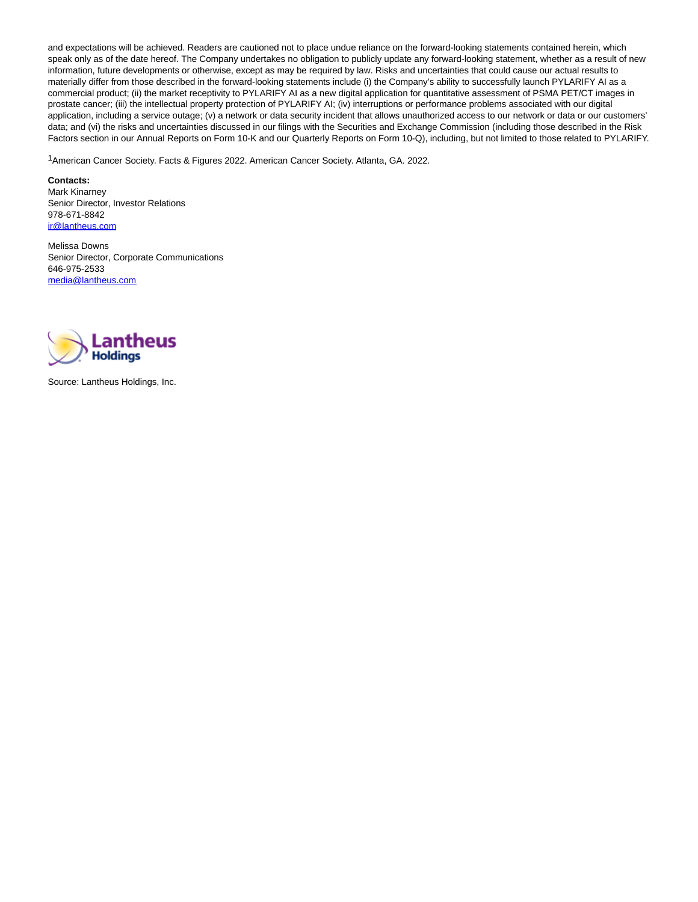and expectations will be achieved. Readers are cautioned not to place undue reliance on the forward-looking statements contained herein, which speak only as of the date hereof. The Company undertakes no obligation to publicly update any forward-looking statement, whether as a result of new information, future developments or otherwise, except as may be required by law. Risks and uncertainties that could cause our actual results to materially differ from those described in the forward-looking statements include (i) the Company's ability to successfully launch PYLARIFY AI as a commercial product; (ii) the market receptivity to PYLARIFY AI as a new digital application for quantitative assessment of PSMA PET/CT images in prostate cancer; (iii) the intellectual property protection of PYLARIFY AI; (iv) interruptions or performance problems associated with our digital application, including a service outage; (v) a network or data security incident that allows unauthorized access to our network or data or our customers' data; and (vi) the risks and uncertainties discussed in our filings with the Securities and Exchange Commission (including those described in the Risk Factors section in our Annual Reports on Form 10-K and our Quarterly Reports on Form 10-Q), including, but not limited to those related to PYLARIFY.

[1]American Cancer Society. Facts & Figures 2022. American Cancer Society. Atlanta, GA. 2022.

**Contacts:**
Mark Kinarney
Senior Director, Investor Relations
978-671-8842
ir@lantheus.com

Melissa Downs
Senior Director, Corporate Communications
646-975-2533
media@lantheus.com

Lantheus Holdings

Source: Lantheus Holdings, Inc.